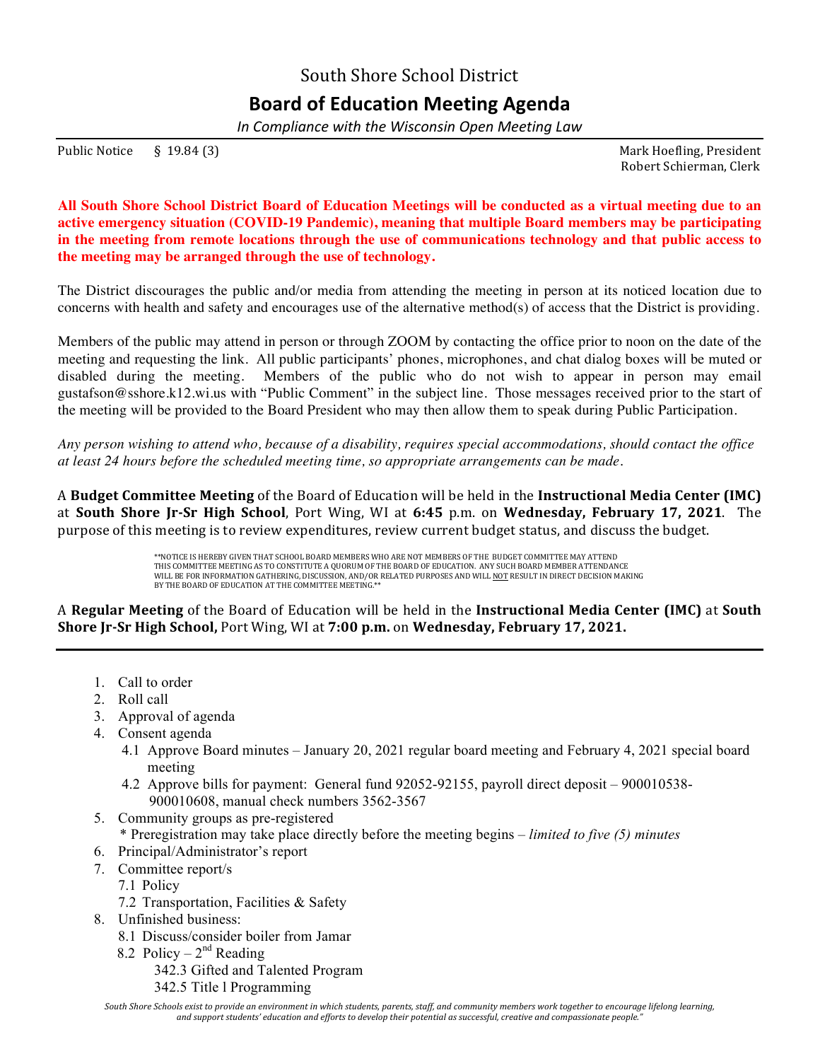South Shore School District

# Board of Education Meeting Agenda

*In Compliance with the Wisconsin Open Meeting Law*

Public Notice § 19.84 (3)

Mark Hoefling, President
Robert Schierman, Clerk

**All South Shore School District Board of Education Meetings will be conducted as a virtual meeting due to an active emergency situation (COVID-19 Pandemic), meaning that multiple Board members may be participating in the meeting from remote locations through the use of communications technology and that public access to the meeting may be arranged through the use of technology.**

The District discourages the public and/or media from attending the meeting in person at its noticed location due to concerns with health and safety and encourages use of the alternative method(s) of access that the District is providing.

Members of the public may attend in person or through ZOOM by contacting the office prior to noon on the date of the meeting and requesting the link. All public participants' phones, microphones, and chat dialog boxes will be muted or disabled during the meeting. Members of the public who do not wish to appear in person may email gustafson@sshore.k12.wi.us with "Public Comment" in the subject line. Those messages received prior to the start of the meeting will be provided to the Board President who may then allow them to speak during Public Participation.

*Any person wishing to attend who, because of a disability, requires special accommodations, should contact the office at least 24 hours before the scheduled meeting time, so appropriate arrangements can be made.*

A **Budget Committee Meeting** of the Board of Education will be held in the **Instructional Media Center (IMC)** at **South Shore Jr-Sr High School**, Port Wing, WI at **6:45** p.m. on **Wednesday, February 17, 2021**. The purpose of this meeting is to review expenditures, review current budget status, and discuss the budget.

**NOTICE IS HEREBY GIVEN THAT SCHOOL BOARD MEMBERS WHO ARE NOT MEMBERS OF THE BUDGET COMMITTEE MAY ATTEND THIS COMMITTEE MEETING AS TO CONSTITUTE A QUORUM OF THE BOARD OF EDUCATION. ANY SUCH BOARD MEMBER ATTENDANCE WILL BE FOR INFORMATION GATHERING, DISCUSSION, AND/OR RELATED PURPOSES AND WILL <u>NOT</u> RESULT IN DIRECT DECISION MAKING BY THE BOARD OF EDUCATION AT THE COMMITTEE MEETING.**

A **Regular Meeting** of the Board of Education will be held in the **Instructional Media Center (IMC)** at **South Shore Jr-Sr High School,** Port Wing, WI at **7:00 p.m.** on **Wednesday, February 17, 2021.**

1. Call to order
2. Roll call
3. Approval of agenda
4. Consent agenda
   - 4.1 Approve Board minutes – January 20, 2021 regular board meeting and February 4, 2021 special board meeting
   - 4.2 Approve bills for payment: General fund 92052-92155, payroll direct deposit – 900010538-900010608, manual check numbers 3562-3567
5. Community groups as pre-registered
   * Preregistration may take place directly before the meeting begins – *limited to five (5) minutes*
6. Principal/Administrator's report
7. Committee report/s
   - 7.1 Policy
   - 7.2 Transportation, Facilities & Safety
8. Unfinished business:
   - 8.1 Discuss/consider boiler from Jamar
   - 8.2 Policy – 2nd Reading
     - 342.3 Gifted and Talented Program
     - 342.5 Title l Programming

*South Shore Schools exist to provide an environment in which students, parents, staff, and community members work together to encourage lifelong learning, and support students' education and efforts to develop their potential as successful, creative and compassionate people."*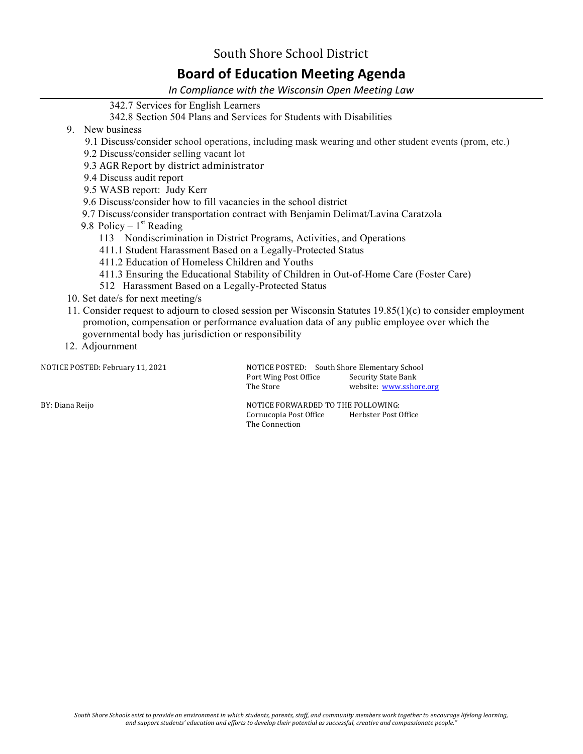South Shore School District

## Board of Education Meeting Agenda

*In Compliance with the Wisconsin Open Meeting Law*

---

342.7 Services for English Learners
342.8 Section 504 Plans and Services for Students with Disabilities

9. New business
   - 9.1 Discuss/consider school operations, including mask wearing and other student events (prom, etc.)
   - 9.2 Discuss/consider selling vacant lot
   - 9.3 AGR Report by district administrator
   - 9.4 Discuss audit report
   - 9.5 WASB report: Judy Kerr
   - 9.6 Discuss/consider how to fill vacancies in the school district
   - 9.7 Discuss/consider transportation contract with Benjamin Delimat/Lavina Caratzola
   - 9.8 Policy – 1st Reading
     - 113 Nondiscrimination in District Programs, Activities, and Operations
     - 411.1 Student Harassment Based on a Legally-Protected Status
     - 411.2 Education of Homeless Children and Youths
     - 411.3 Ensuring the Educational Stability of Children in Out-of-Home Care (Foster Care)
     - 512 Harassment Based on a Legally-Protected Status
10. Set date/s for next meeting/s
11. Consider request to adjourn to closed session per Wisconsin Statutes 19.85(1)(c) to consider employment promotion, compensation or performance evaluation data of any public employee over which the governmental body has jurisdiction or responsibility
12. Adjournment

NOTICE POSTED: February 11, 2021

NOTICE POSTED: South Shore Elementary School
Port Wing Post Office
Security State Bank
The Store
website: www.sshore.org

BY: Diana Reijo

NOTICE FORWARDED TO THE FOLLOWING:
Cornucopia Post Office
Herbster Post Office
The Connection

*South Shore Schools exist to provide an environment in which students, parents, staff, and community members work together to encourage lifelong learning, and support students' education and efforts to develop their potential as successful, creative and compassionate people."*